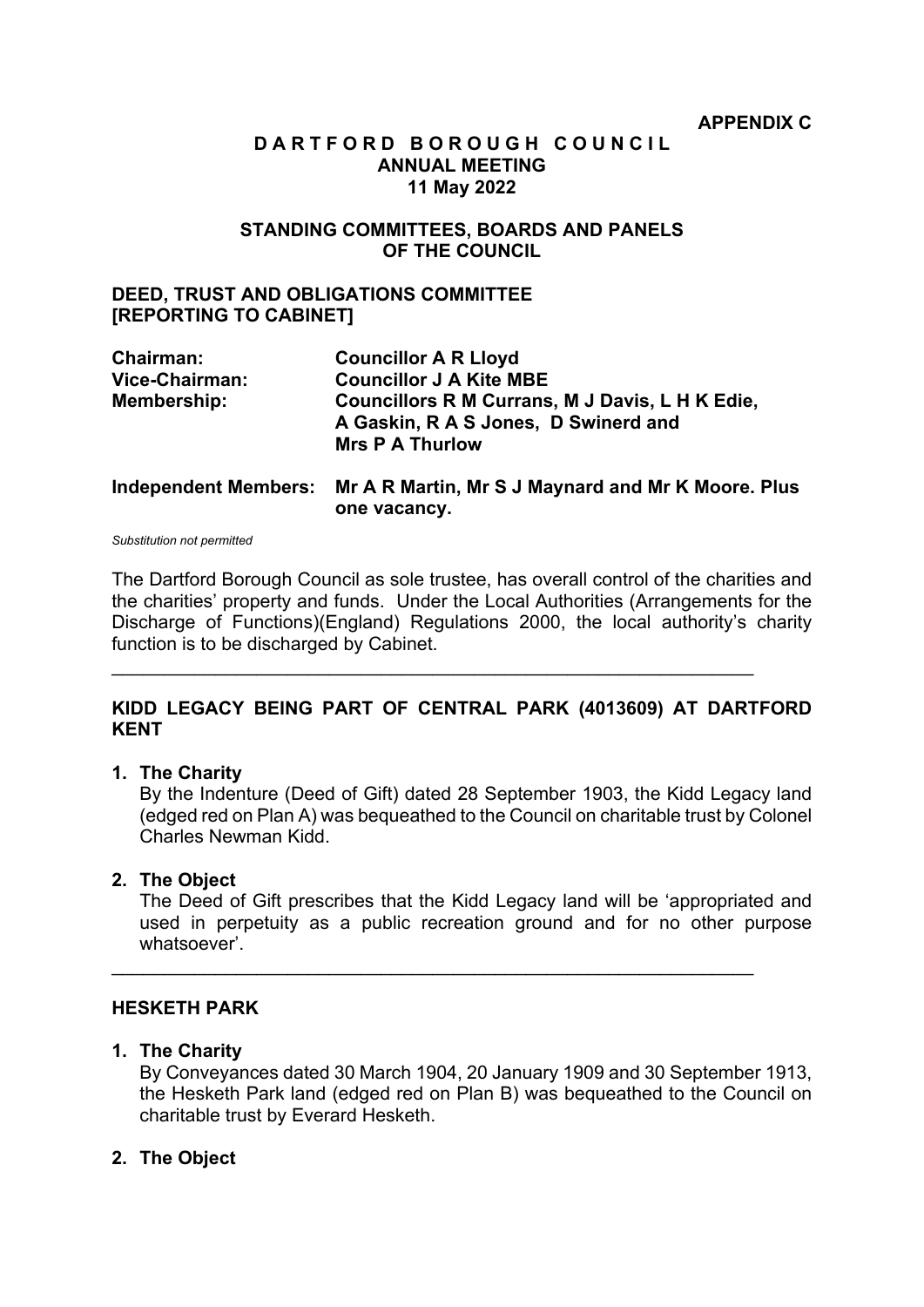**APPENDIX C**

# DARTFORD BOROUGH COUNCIL
## ANNUAL MEETING
## 11 May 2022

## STANDING COMMITTEES, BOARDS AND PANELS OF THE COUNCIL

### DEED, TRUST AND OBLIGATIONS COMMITTEE [REPORTING TO CABINET]

| | |
|---|---|
| **Chairman:** | **Councillor A R Lloyd** |
| **Vice-Chairman:** | **Councillor J A Kite MBE** |
| **Membership:** | **Councillors R M Currans, M J Davis, L H K Edie, A Gaskin, R A S Jones, D Swinerd and Mrs P A Thurlow** |
| **Independent Members:** | **Mr A R Martin, Mr S J Maynard and Mr K Moore. Plus one vacancy.** |

*Substitution not permitted*

The Dartford Borough Council as sole trustee, has overall control of the charities and the charities' property and funds. Under the Local Authorities (Arrangements for the Discharge of Functions)(England) Regulations 2000, the local authority's charity function is to be discharged by Cabinet.

---

### KIDD LEGACY BEING PART OF CENTRAL PARK (4013609) AT DARTFORD KENT

1. **The Charity**
   By the Indenture (Deed of Gift) dated 28 September 1903, the Kidd Legacy land (edged red on Plan A) was bequeathed to the Council on charitable trust by Colonel Charles Newman Kidd.

2. **The Object**
   The Deed of Gift prescribes that the Kidd Legacy land will be 'appropriated and used in perpetuity as a public recreation ground and for no other purpose whatsoever'.

---

### HESKETH PARK

1. **The Charity**
   By Conveyances dated 30 March 1904, 20 January 1909 and 30 September 1913, the Hesketh Park land (edged red on Plan B) was bequeathed to the Council on charitable trust by Everard Hesketh.

2. **The Object**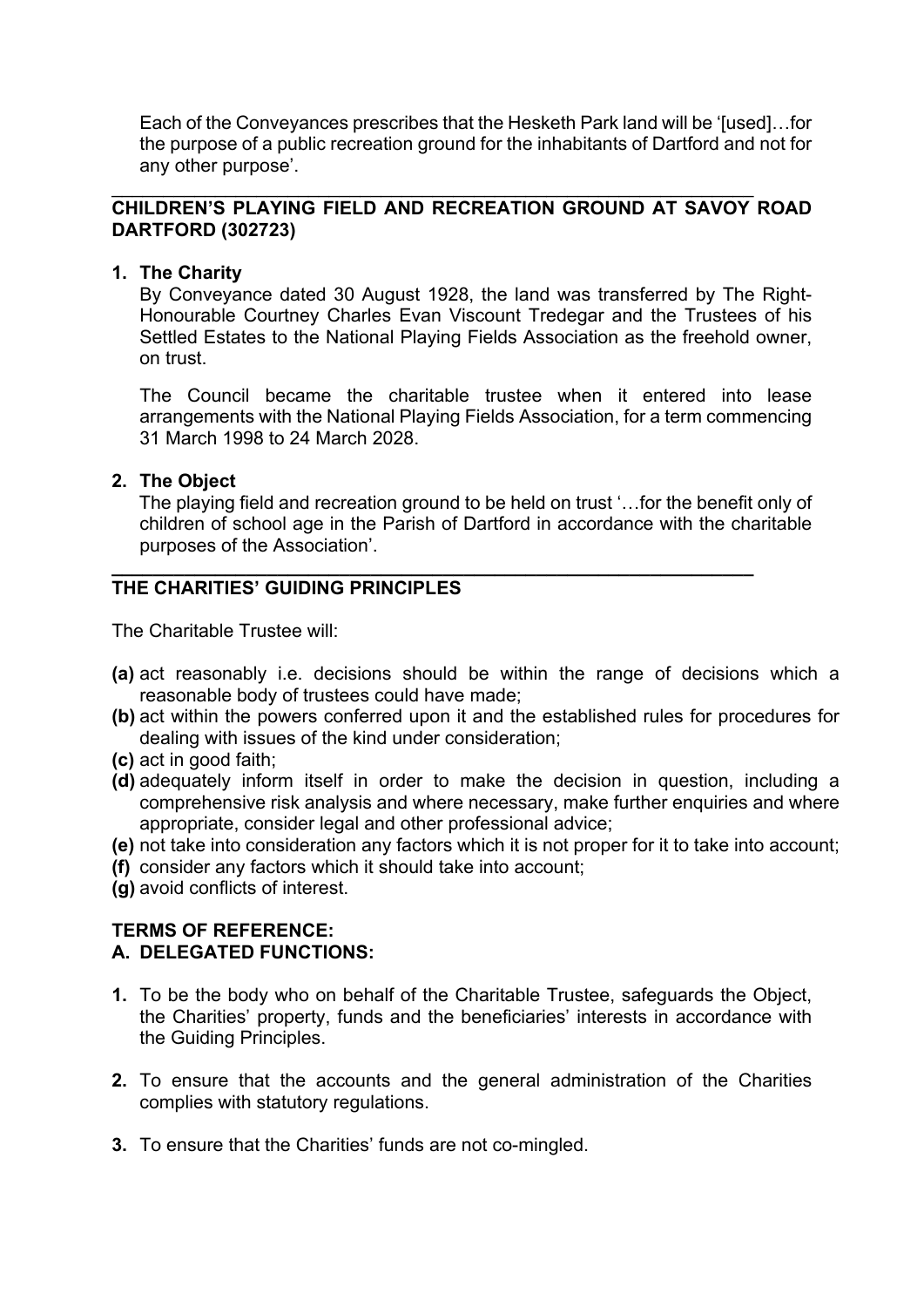Each of the Conveyances prescribes that the Hesketh Park land will be '[used]…for the purpose of a public recreation ground for the inhabitants of Dartford and not for any other purpose'.

---

## CHILDREN'S PLAYING FIELD AND RECREATION GROUND AT SAVOY ROAD DARTFORD (302723)

**1. The Charity**

By Conveyance dated 30 August 1928, the land was transferred by The Right-Honourable Courtney Charles Evan Viscount Tredegar and the Trustees of his Settled Estates to the National Playing Fields Association as the freehold owner, on trust.

The Council became the charitable trustee when it entered into lease arrangements with the National Playing Fields Association, for a term commencing 31 March 1998 to 24 March 2028.

**2. The Object**

The playing field and recreation ground to be held on trust '…for the benefit only of children of school age in the Parish of Dartford in accordance with the charitable purposes of the Association'.

---

## THE CHARITIES' GUIDING PRINCIPLES

The Charitable Trustee will:

**(a)** act reasonably i.e. decisions should be within the range of decisions which a reasonable body of trustees could have made;
**(b)** act within the powers conferred upon it and the established rules for procedures for dealing with issues of the kind under consideration;
**(c)** act in good faith;
**(d)** adequately inform itself in order to make the decision in question, including a comprehensive risk analysis and where necessary, make further enquiries and where appropriate, consider legal and other professional advice;
**(e)** not take into consideration any factors which it is not proper for it to take into account;
**(f)** consider any factors which it should take into account;
**(g)** avoid conflicts of interest.

## TERMS OF REFERENCE:

## A. DELEGATED FUNCTIONS:

**1.** To be the body who on behalf of the Charitable Trustee, safeguards the Object, the Charities' property, funds and the beneficiaries' interests in accordance with the Guiding Principles.

**2.** To ensure that the accounts and the general administration of the Charities complies with statutory regulations.

**3.** To ensure that the Charities' funds are not co-mingled.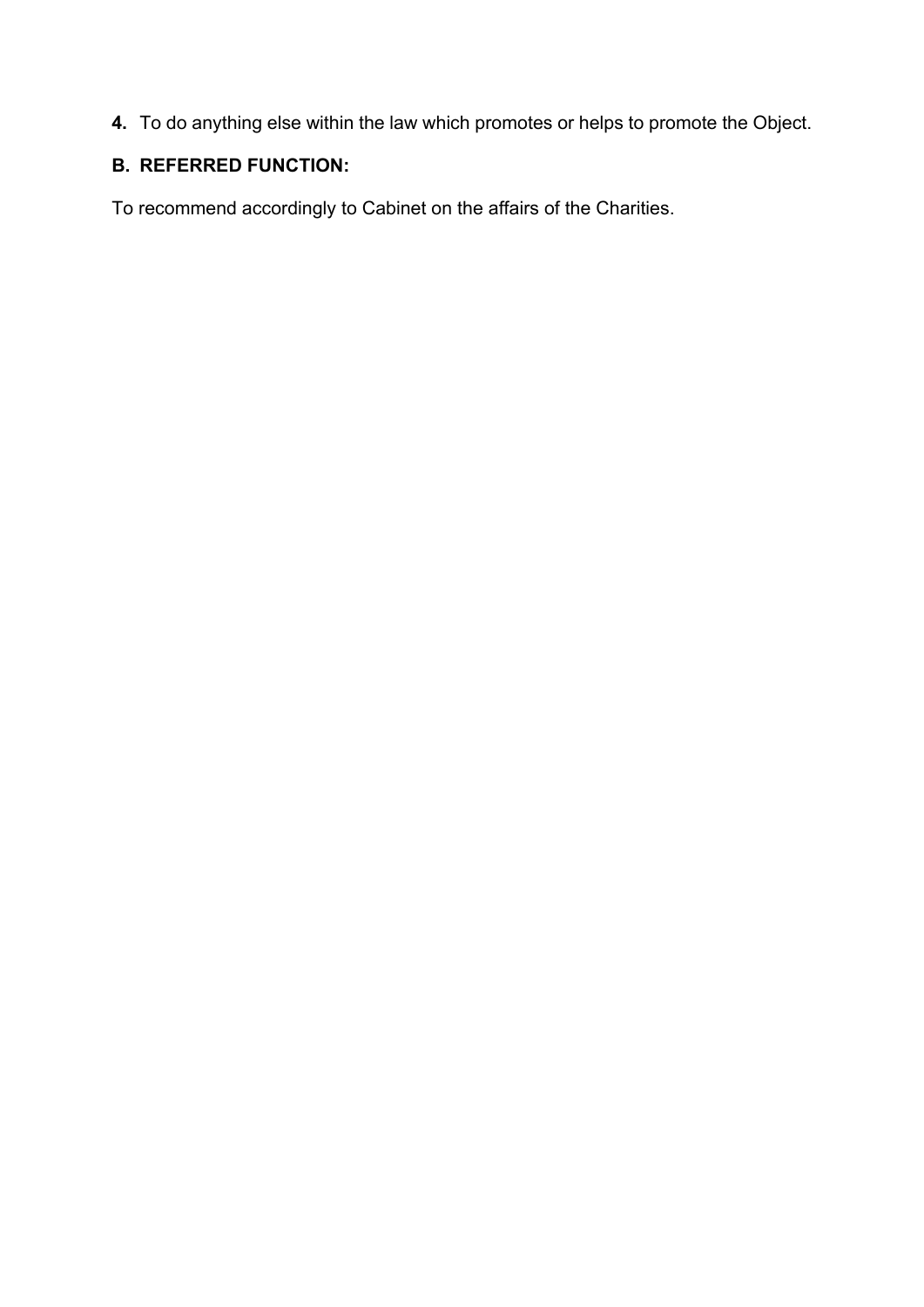**4.** To do anything else within the law which promotes or helps to promote the Object.

**B. REFERRED FUNCTION:**

To recommend accordingly to Cabinet on the affairs of the Charities.